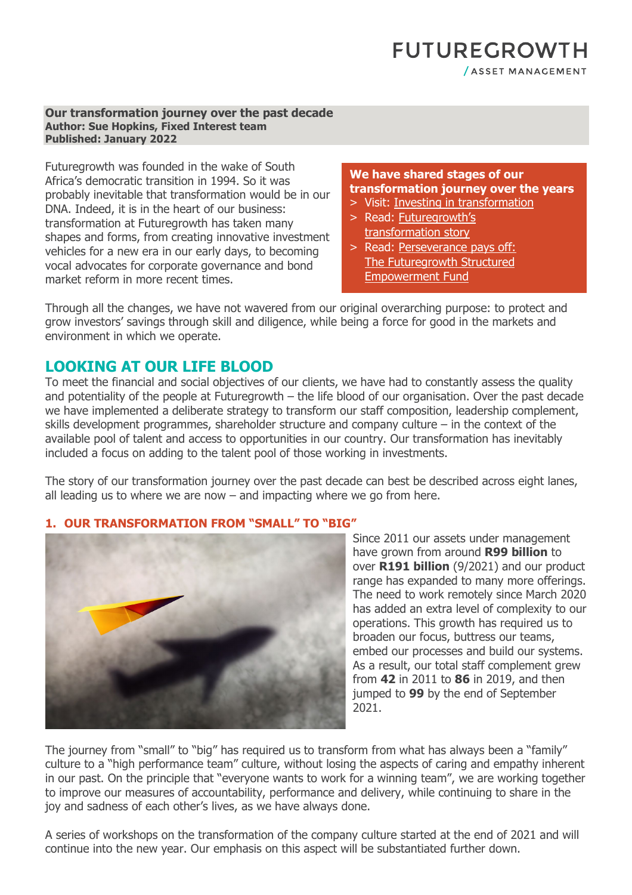FUTUREGROWTH
/ ASSET MANAGEMENT

**Our transformation journey over the past decade**
**Author: Sue Hopkins, Fixed Interest team**
**Published: January 2022**

Futuregrowth was founded in the wake of South Africa's democratic transition in 1994. So it was probably inevitable that transformation would be in our DNA. Indeed, it is in the heart of our business: transformation at Futuregrowth has taken many shapes and forms, from creating innovative investment vehicles for a new era in our early days, to becoming vocal advocates for corporate governance and bond market reform in more recent times.

**We have shared stages of our transformation journey over the years**

> Visit: Investing in transformation

> Read: Futuregrowth's transformation story

> Read: Perseverance pays off: The Futuregrowth Structured Empowerment Fund

Through all the changes, we have not wavered from our original overarching purpose: to protect and grow investors' savings through skill and diligence, while being a force for good in the markets and environment in which we operate.

## LOOKING AT OUR LIFE BLOOD

To meet the financial and social objectives of our clients, we have had to constantly assess the quality and potentiality of the people at Futuregrowth – the life blood of our organisation. Over the past decade we have implemented a deliberate strategy to transform our staff composition, leadership complement, skills development programmes, shareholder structure and company culture – in the context of the available pool of talent and access to opportunities in our country. Our transformation has inevitably included a focus on adding to the talent pool of those working in investments.

The story of our transformation journey over the past decade can best be described across eight lanes, all leading us to where we are now – and impacting where we go from here.

### 1. OUR TRANSFORMATION FROM "SMALL" TO "BIG"

Since 2011 our assets under management have grown from around **R99 billion** to over **R191 billion** (9/2021) and our product range has expanded to many more offerings. The need to work remotely since March 2020 has added an extra level of complexity to our operations. This growth has required us to broaden our focus, buttress our teams, embed our processes and build our systems. As a result, our total staff complement grew from **42** in 2011 to **86** in 2019, and then jumped to **99** by the end of September 2021.

The journey from "small" to "big" has required us to transform from what has always been a "family" culture to a "high performance team" culture, without losing the aspects of caring and empathy inherent in our past. On the principle that "everyone wants to work for a winning team", we are working together to improve our measures of accountability, performance and delivery, while continuing to share in the joy and sadness of each other's lives, as we have always done.

A series of workshops on the transformation of the company culture started at the end of 2021 and will continue into the new year. Our emphasis on this aspect will be substantiated further down.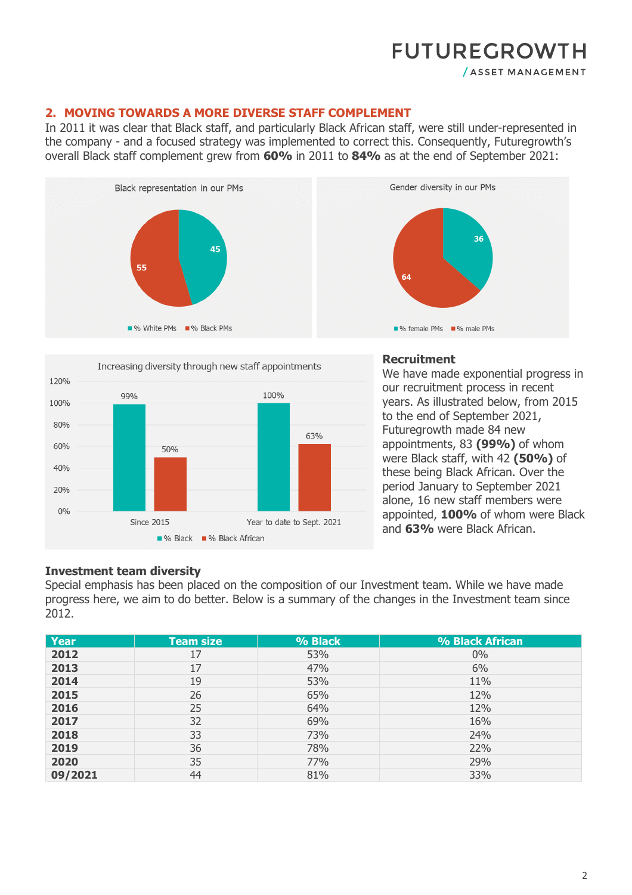## 2. MOVING TOWARDS A MORE DIVERSE STAFF COMPLEMENT

In 2011 it was clear that Black staff, and particularly Black African staff, were still under-represented in the company - and a focused strategy was implemented to correct this. Consequently, Futuregrowth's overall Black staff complement grew from **60%** in 2011 to **84%** as at the end of September 2021:

Black representation in our PMs

| | % |
|---|---|
| % White PMs | 45 |
| % Black PMs | 55 |

Gender diversity in our PMs

| | % |
|---|---|
| % female PMs | 36 |
| % male PMs | 64 |

Increasing diversity through new staff appointments

| | % Black | % Black African |
|---|---|---|
| Since 2015 | 99% | 50% |
| Year to date to Sept. 2021 | 100% | 63% |

### Recruitment

We have made exponential progress in our recruitment process in recent years. As illustrated below, from 2015 to the end of September 2021, Futuregrowth made 84 new appointments, 83 **(99%)** of whom were Black staff, with 42 **(50%)** of these being Black African. Over the period January to September 2021 alone, 16 new staff members were appointed, **100%** of whom were Black and **63%** were Black African.

### Investment team diversity

Special emphasis has been placed on the composition of our Investment team. While we have made progress here, we aim to do better. Below is a summary of the changes in the Investment team since 2012.

| Year | Team size | % Black | % Black African |
|---|---|---|---|
| **2012** | 17 | 53% | 0% |
| **2013** | 17 | 47% | 6% |
| **2014** | 19 | 53% | 11% |
| **2015** | 26 | 65% | 12% |
| **2016** | 25 | 64% | 12% |
| **2017** | 32 | 69% | 16% |
| **2018** | 33 | 73% | 24% |
| **2019** | 36 | 78% | 22% |
| **2020** | 35 | 77% | 29% |
| **09/2021** | 44 | 81% | 33% |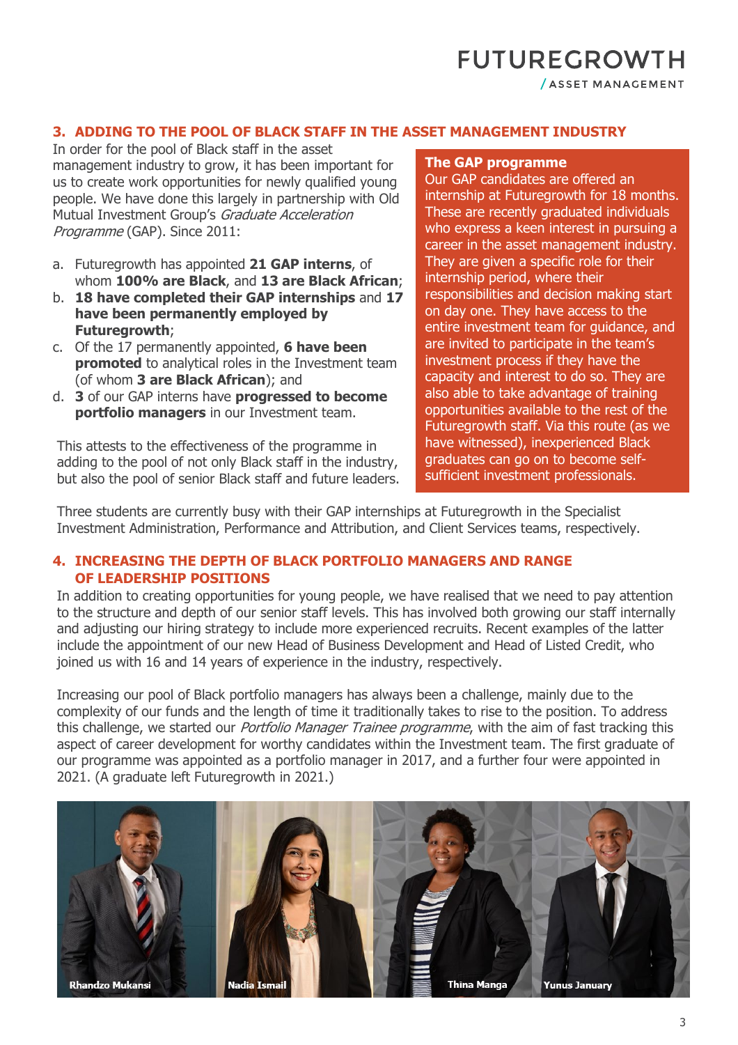## 3. ADDING TO THE POOL OF BLACK STAFF IN THE ASSET MANAGEMENT INDUSTRY

In order for the pool of Black staff in the asset management industry to grow, it has been important for us to create work opportunities for newly qualified young people. We have done this largely in partnership with Old Mutual Investment Group's *Graduate Acceleration Programme* (GAP). Since 2011:

a. Futuregrowth has appointed **21 GAP interns**, of whom **100% are Black**, and **13 are Black African**;
b. **18 have completed their GAP internships** and **17 have been permanently employed by Futuregrowth**;
c. Of the 17 permanently appointed, **6 have been promoted** to analytical roles in the Investment team (of whom **3 are Black African**); and
d. **3** of our GAP interns have **progressed to become portfolio managers** in our Investment team.

This attests to the effectiveness of the programme in adding to the pool of not only Black staff in the industry, but also the pool of senior Black staff and future leaders.

**The GAP programme**

Our GAP candidates are offered an internship at Futuregrowth for 18 months. These are recently graduated individuals who express a keen interest in pursuing a career in the asset management industry. They are given a specific role for their internship period, where their responsibilities and decision making start on day one. They have access to the entire investment team for guidance, and are invited to participate in the team's investment process if they have the capacity and interest to do so. They are also able to take advantage of training opportunities available to the rest of the Futuregrowth staff. Via this route (as we have witnessed), inexperienced Black graduates can go on to become self-sufficient investment professionals.

Three students are currently busy with their GAP internships at Futuregrowth in the Specialist Investment Administration, Performance and Attribution, and Client Services teams, respectively.

## 4. INCREASING THE DEPTH OF BLACK PORTFOLIO MANAGERS AND RANGE OF LEADERSHIP POSITIONS

In addition to creating opportunities for young people, we have realised that we need to pay attention to the structure and depth of our senior staff levels. This has involved both growing our staff internally and adjusting our hiring strategy to include more experienced recruits. Recent examples of the latter include the appointment of our new Head of Business Development and Head of Listed Credit, who joined us with 16 and 14 years of experience in the industry, respectively.

Increasing our pool of Black portfolio managers has always been a challenge, mainly due to the complexity of our funds and the length of time it traditionally takes to rise to the position. To address this challenge, we started our *Portfolio Manager Trainee programme*, with the aim of fast tracking this aspect of career development for worthy candidates within the Investment team. The first graduate of our programme was appointed as a portfolio manager in 2017, and a further four were appointed in 2021. (A graduate left Futuregrowth in 2021.)

Rhandzo Mukansi | Nadia Ismail | Thina Manga | Yunus January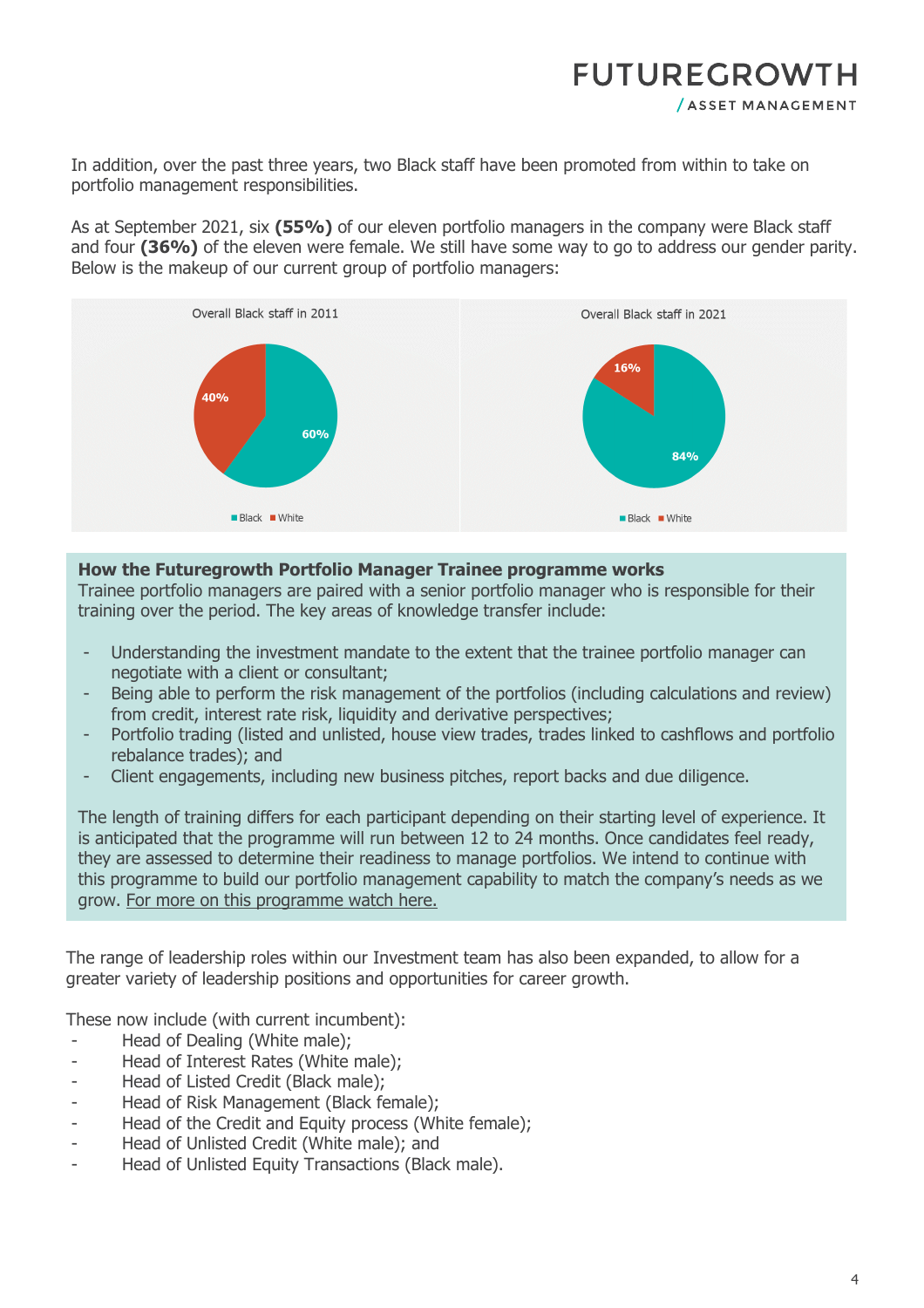In addition, over the past three years, two Black staff have been promoted from within to take on portfolio management responsibilities.

As at September 2021, six **(55%)** of our eleven portfolio managers in the company were Black staff and four **(36%)** of the eleven were female. We still have some way to go to address our gender parity. Below is the makeup of our current group of portfolio managers:

Overall Black staff in 2011

| | |
|---|---|
| Black | 60% |
| White | 40% |

Overall Black staff in 2021

| | |
|---|---|
| Black | 84% |
| White | 16% |

**How the Futuregrowth Portfolio Manager Trainee programme works**
Trainee portfolio managers are paired with a senior portfolio manager who is responsible for their training over the period. The key areas of knowledge transfer include:

- Understanding the investment mandate to the extent that the trainee portfolio manager can negotiate with a client or consultant;
- Being able to perform the risk management of the portfolios (including calculations and review) from credit, interest rate risk, liquidity and derivative perspectives;
- Portfolio trading (listed and unlisted, house view trades, trades linked to cashflows and portfolio rebalance trades); and
- Client engagements, including new business pitches, report backs and due diligence.

The length of training differs for each participant depending on their starting level of experience. It is anticipated that the programme will run between 12 to 24 months. Once candidates feel ready, they are assessed to determine their readiness to manage portfolios. We intend to continue with this programme to build our portfolio management capability to match the company's needs as we grow. For more on this programme watch here.

The range of leadership roles within our Investment team has also been expanded, to allow for a greater variety of leadership positions and opportunities for career growth.

These now include (with current incumbent):

- Head of Dealing (White male);
- Head of Interest Rates (White male);
- Head of Listed Credit (Black male);
- Head of Risk Management (Black female);
- Head of the Credit and Equity process (White female);
- Head of Unlisted Credit (White male); and
- Head of Unlisted Equity Transactions (Black male).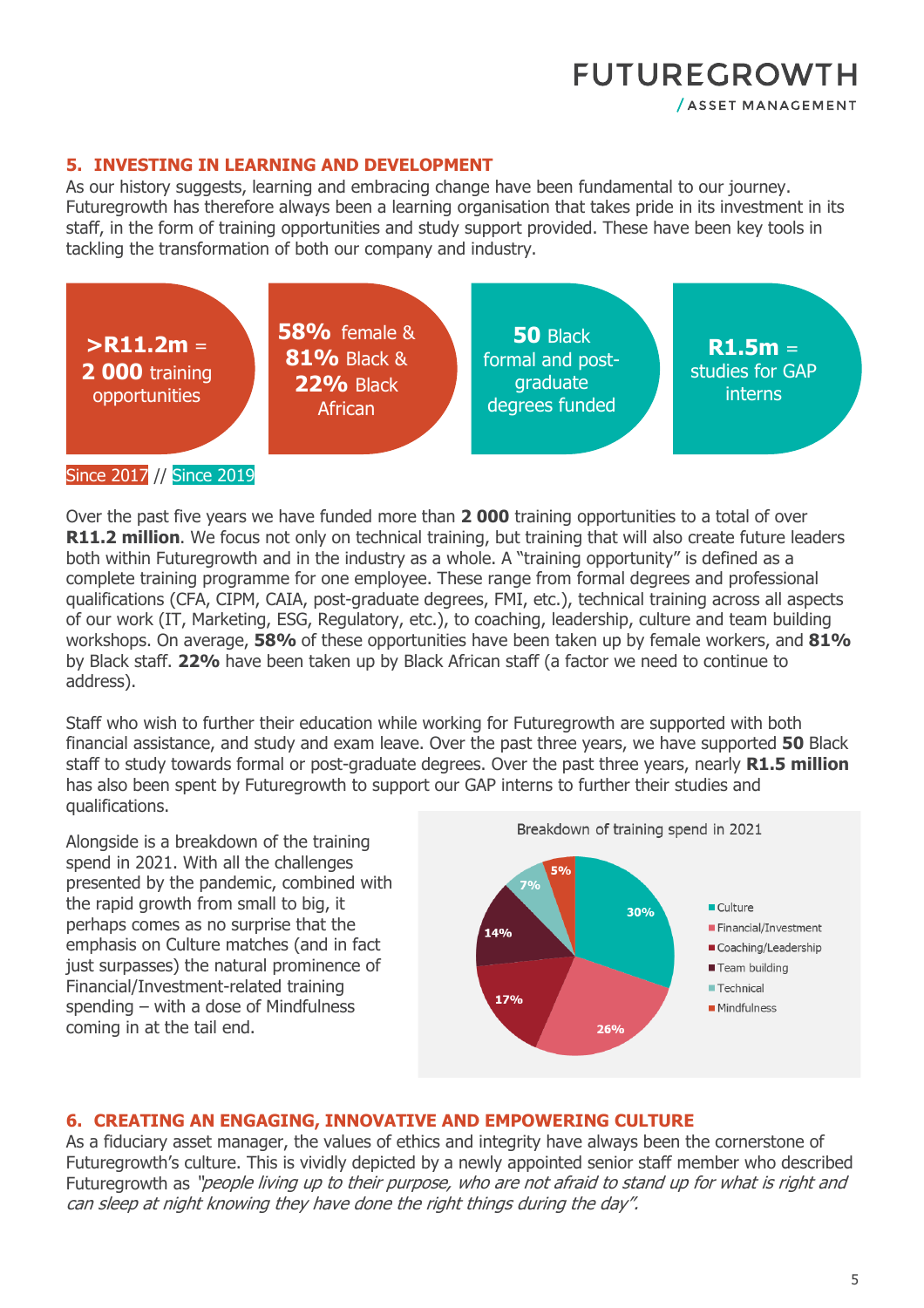## 5. INVESTING IN LEARNING AND DEVELOPMENT

As our history suggests, learning and embracing change have been fundamental to our journey. Futuregrowth has therefore always been a learning organisation that takes pride in its investment in its staff, in the form of training opportunities and study support provided. These have been key tools in tackling the transformation of both our company and industry.

**>R11.2m** = **2 000** training opportunities

**58%** female & **81%** Black & **22%** Black African

**50** Black formal and post-graduate degrees funded

**R1.5m** = studies for GAP interns

Since 2017 // Since 2019

Over the past five years we have funded more than **2 000** training opportunities to a total of over **R11.2 million**. We focus not only on technical training, but training that will also create future leaders both within Futuregrowth and in the industry as a whole. A "training opportunity" is defined as a complete training programme for one employee. These range from formal degrees and professional qualifications (CFA, CIPM, CAIA, post-graduate degrees, FMI, etc.), technical training across all aspects of our work (IT, Marketing, ESG, Regulatory, etc.), to coaching, leadership, culture and team building workshops. On average, **58%** of these opportunities have been taken up by female workers, and **81%** by Black staff. **22%** have been taken up by Black African staff (a factor we need to continue to address).

Staff who wish to further their education while working for Futuregrowth are supported with both financial assistance, and study and exam leave. Over the past three years, we have supported **50** Black staff to study towards formal or post-graduate degrees. Over the past three years, nearly **R1.5 million** has also been spent by Futuregrowth to support our GAP interns to further their studies and qualifications.

Alongside is a breakdown of the training spend in 2021. With all the challenges presented by the pandemic, combined with the rapid growth from small to big, it perhaps comes as no surprise that the emphasis on Culture matches (and in fact just surpasses) the natural prominence of Financial/Investment-related training spending – with a dose of Mindfulness coming in at the tail end.

Breakdown of training spend in 2021

| Category | Share |
| --- | --- |
| Culture | 30% |
| Financial/Investment | 26% |
| Coaching/Leadership | 17% |
| Team building | 14% |
| Technical | 7% |
| Mindfulness | 5% |

## 6. CREATING AN ENGAGING, INNOVATIVE AND EMPOWERING CULTURE

As a fiduciary asset manager, the values of ethics and integrity have always been the cornerstone of Futuregrowth's culture. This is vividly depicted by a newly appointed senior staff member who described Futuregrowth as *"people living up to their purpose, who are not afraid to stand up for what is right and can sleep at night knowing they have done the right things during the day".*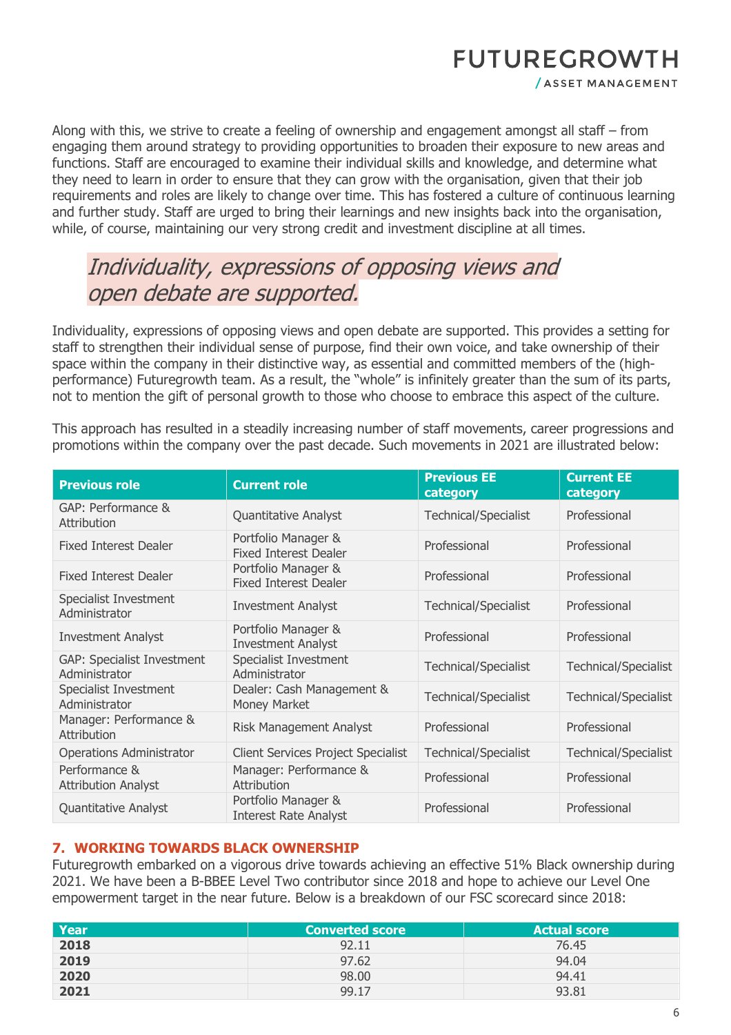Along with this, we strive to create a feeling of ownership and engagement amongst all staff – from engaging them around strategy to providing opportunities to broaden their exposure to new areas and functions. Staff are encouraged to examine their individual skills and knowledge, and determine what they need to learn in order to ensure that they can grow with the organisation, given that their job requirements and roles are likely to change over time. This has fostered a culture of continuous learning and further study. Staff are urged to bring their learnings and new insights back into the organisation, while, of course, maintaining our very strong credit and investment discipline at all times.

> *Individuality, expressions of opposing views and open debate are supported.*

Individuality, expressions of opposing views and open debate are supported. This provides a setting for staff to strengthen their individual sense of purpose, find their own voice, and take ownership of their space within the company in their distinctive way, as essential and committed members of the (high-performance) Futuregrowth team. As a result, the "whole" is infinitely greater than the sum of its parts, not to mention the gift of personal growth to those who choose to embrace this aspect of the culture.

This approach has resulted in a steadily increasing number of staff movements, career progressions and promotions within the company over the past decade. Such movements in 2021 are illustrated below:

| Previous role | Current role | Previous EE category | Current EE category |
|---|---|---|---|
| GAP: Performance & Attribution | Quantitative Analyst | Technical/Specialist | Professional |
| Fixed Interest Dealer | Portfolio Manager & Fixed Interest Dealer | Professional | Professional |
| Fixed Interest Dealer | Portfolio Manager & Fixed Interest Dealer | Professional | Professional |
| Specialist Investment Administrator | Investment Analyst | Technical/Specialist | Professional |
| Investment Analyst | Portfolio Manager & Investment Analyst | Professional | Professional |
| GAP: Specialist Investment Administrator | Specialist Investment Administrator | Technical/Specialist | Technical/Specialist |
| Specialist Investment Administrator | Dealer: Cash Management & Money Market | Technical/Specialist | Technical/Specialist |
| Manager: Performance & Attribution | Risk Management Analyst | Professional | Professional |
| Operations Administrator | Client Services Project Specialist | Technical/Specialist | Technical/Specialist |
| Performance & Attribution Analyst | Manager: Performance & Attribution | Professional | Professional |
| Quantitative Analyst | Portfolio Manager & Interest Rate Analyst | Professional | Professional |

## 7. WORKING TOWARDS BLACK OWNERSHIP

Futuregrowth embarked on a vigorous drive towards achieving an effective 51% Black ownership during 2021. We have been a B-BBEE Level Two contributor since 2018 and hope to achieve our Level One empowerment target in the near future. Below is a breakdown of our FSC scorecard since 2018:

| Year | Converted score | Actual score |
|---|---|---|
| **2018** | 92.11 | 76.45 |
| **2019** | 97.62 | 94.04 |
| **2020** | 98.00 | 94.41 |
| **2021** | 99.17 | 93.81 |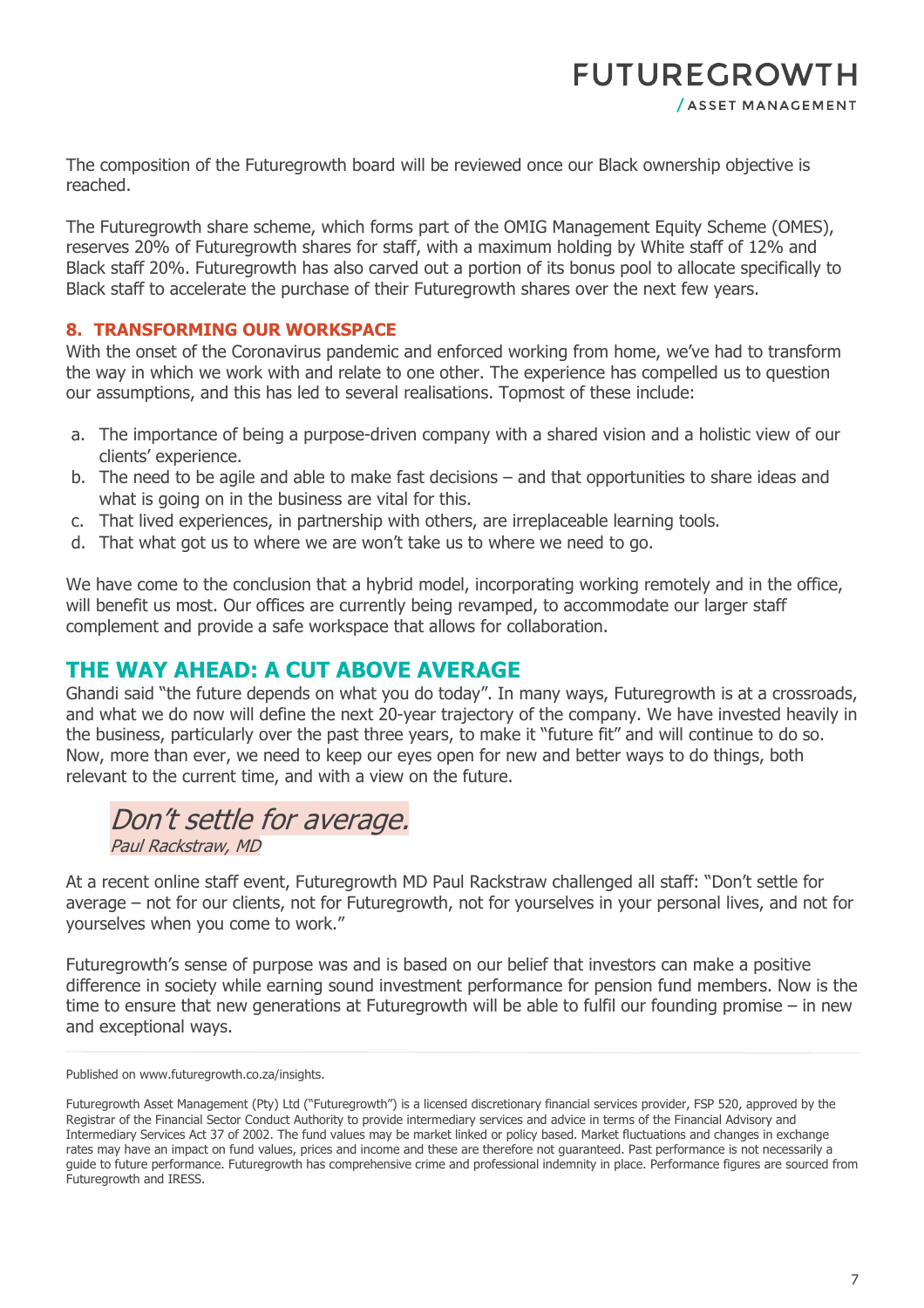The composition of the Futuregrowth board will be reviewed once our Black ownership objective is reached.

The Futuregrowth share scheme, which forms part of the OMIG Management Equity Scheme (OMES), reserves 20% of Futuregrowth shares for staff, with a maximum holding by White staff of 12% and Black staff 20%. Futuregrowth has also carved out a portion of its bonus pool to allocate specifically to Black staff to accelerate the purchase of their Futuregrowth shares over the next few years.

### 8. TRANSFORMING OUR WORKSPACE

With the onset of the Coronavirus pandemic and enforced working from home, we've had to transform the way in which we work with and relate to one other. The experience has compelled us to question our assumptions, and this has led to several realisations. Topmost of these include:

a. The importance of being a purpose-driven company with a shared vision and a holistic view of our clients' experience.
b. The need to be agile and able to make fast decisions – and that opportunities to share ideas and what is going on in the business are vital for this.
c. That lived experiences, in partnership with others, are irreplaceable learning tools.
d. That what got us to where we are won't take us to where we need to go.

We have come to the conclusion that a hybrid model, incorporating working remotely and in the office, will benefit us most. Our offices are currently being revamped, to accommodate our larger staff complement and provide a safe workspace that allows for collaboration.

## THE WAY AHEAD: A CUT ABOVE AVERAGE

Ghandi said "the future depends on what you do today". In many ways, Futuregrowth is at a crossroads, and what we do now will define the next 20-year trajectory of the company. We have invested heavily in the business, particularly over the past three years, to make it "future fit" and will continue to do so. Now, more than ever, we need to keep our eyes open for new and better ways to do things, both relevant to the current time, and with a view on the future.

> *Don't settle for average.*
> *Paul Rackstraw, MD*

At a recent online staff event, Futuregrowth MD Paul Rackstraw challenged all staff: "Don't settle for average – not for our clients, not for Futuregrowth, not for yourselves in your personal lives, and not for yourselves when you come to work."

Futuregrowth's sense of purpose was and is based on our belief that investors can make a positive difference in society while earning sound investment performance for pension fund members. Now is the time to ensure that new generations at Futuregrowth will be able to fulfil our founding promise – in new and exceptional ways.

---

Published on www.futuregrowth.co.za/insights.

Futuregrowth Asset Management (Pty) Ltd ("Futuregrowth") is a licensed discretionary financial services provider, FSP 520, approved by the Registrar of the Financial Sector Conduct Authority to provide intermediary services and advice in terms of the Financial Advisory and Intermediary Services Act 37 of 2002. The fund values may be market linked or policy based. Market fluctuations and changes in exchange rates may have an impact on fund values, prices and income and these are therefore not guaranteed. Past performance is not necessarily a guide to future performance. Futuregrowth has comprehensive crime and professional indemnity in place. Performance figures are sourced from Futuregrowth and IRESS.